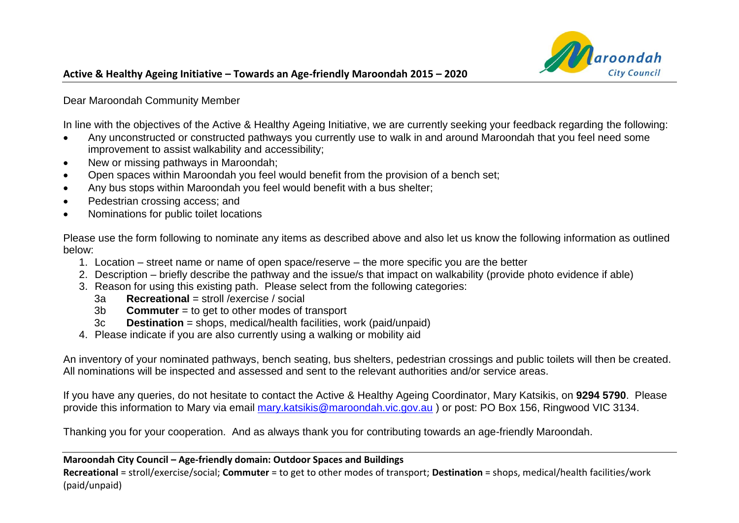## Active & Healthy Ageing Initiative – Towards an Age-friendly Maroondah 2015 – 2020

Dear Maroondah Community Member

In line with the objectives of the Active & Healthy Ageing Initiative, we are currently seeking your feedback regarding the following:

- Any unconstructed or constructed pathways you currently use to walk in and around Maroondah that you feel need some improvement to assist walkability and accessibility;
- New or missing pathways in Maroondah;
- Open spaces within Maroondah you feel would benefit from the provision of a bench set;
- Any bus stops within Maroondah you feel would benefit with a bus shelter;
- Pedestrian crossing access; and
- Nominations for public toilet locations

Please use the form following to nominate any items as described above and also let us know the following information as outlined below:

1. Location – street name or name of open space/reserve – the more specific you are the better
2. Description – briefly describe the pathway and the issue/s that impact on walkability (provide photo evidence if able)
3. Reason for using this existing path. Please select from the following categories:
   - 3a **Recreational** = stroll /exercise / social
   - 3b **Commuter** = to get to other modes of transport
   - 3c **Destination** = shops, medical/health facilities, work (paid/unpaid)
4. Please indicate if you are also currently using a walking or mobility aid

An inventory of your nominated pathways, bench seating, bus shelters, pedestrian crossings and public toilets will then be created. All nominations will be inspected and assessed and sent to the relevant authorities and/or service areas.

If you have any queries, do not hesitate to contact the Active & Healthy Ageing Coordinator, Mary Katsikis, on **9294 5790**. Please provide this information to Mary via email mary.katsikis@maroondah.vic.gov.au ) or post: PO Box 156, Ringwood VIC 3134.

Thanking you for your cooperation. And as always thank you for contributing towards an age-friendly Maroondah.

**Maroondah City Council – Age-friendly domain: Outdoor Spaces and Buildings**

**Recreational** = stroll/exercise/social; **Commuter** = to get to other modes of transport; **Destination** = shops, medical/health facilities/work (paid/unpaid)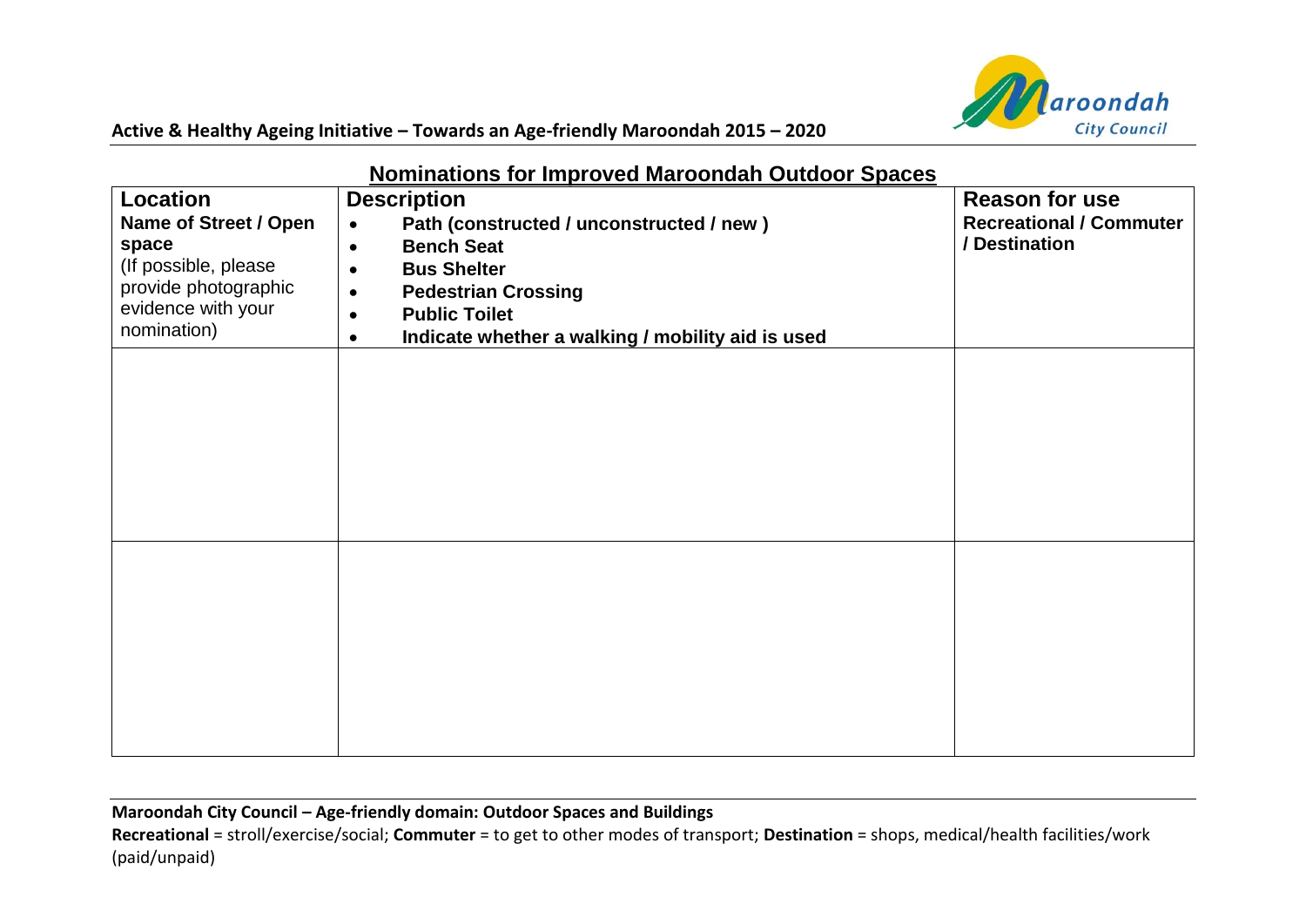## Nominations for Improved Maroondah Outdoor Spaces

| **Location**<br>**Name of Street / Open space**<br>(If possible, please provide photographic evidence with your nomination) | **Description**<br>• **Path (constructed / unconstructed / new )**<br>• **Bench Seat**<br>• **Bus Shelter**<br>• **Pedestrian Crossing**<br>• **Public Toilet**<br>• **Indicate whether a walking / mobility aid is used** | **Reason for use**<br>**Recreational / Commuter / Destination** |
|---|---|---|
| | | |
| | | |

**Maroondah City Council – Age-friendly domain: Outdoor Spaces and Buildings**

**Recreational** = stroll/exercise/social; **Commuter** = to get to other modes of transport; **Destination** = shops, medical/health facilities/work (paid/unpaid)